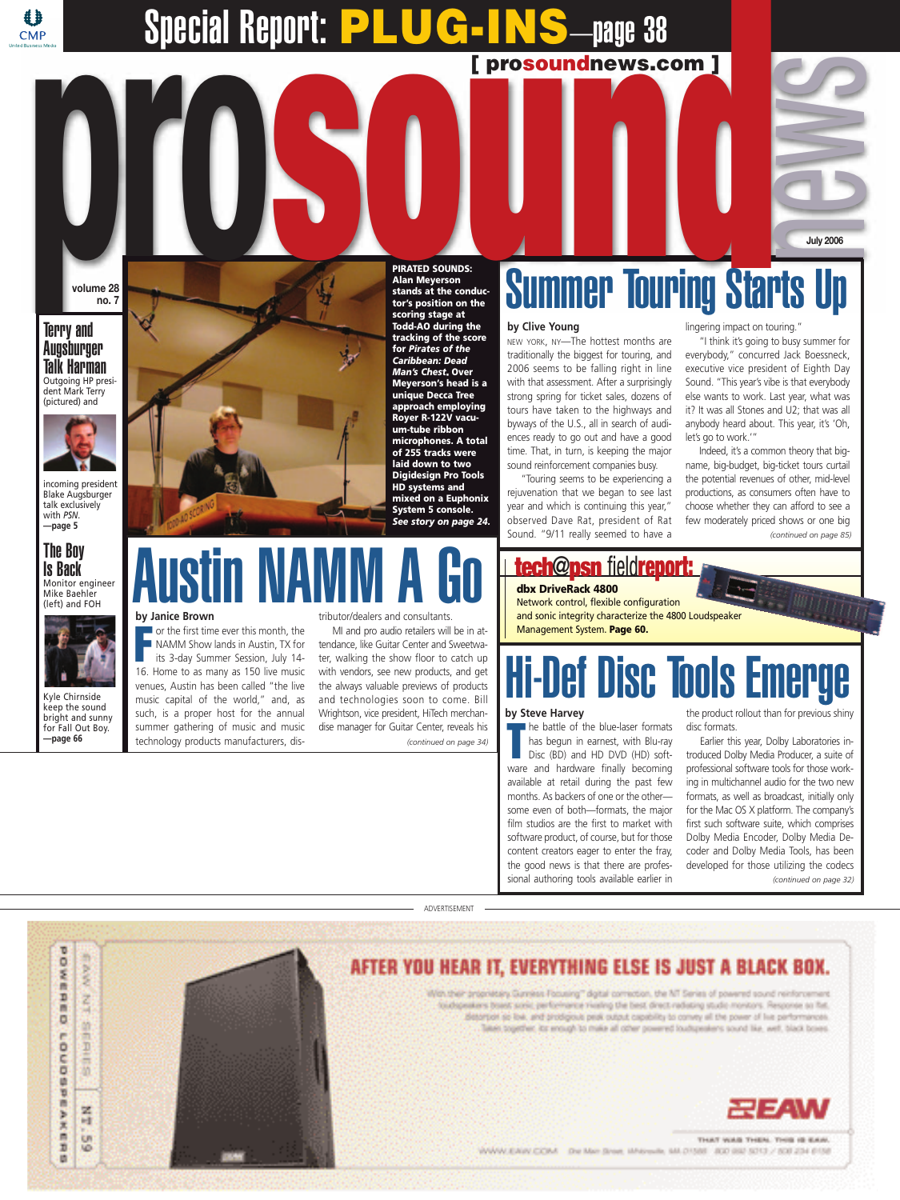# Special Report: PLUG-INS—page 38

[ prosoundnews.com ]

# pro sound news

July 2006

volume 28 no. 7

## Terry and Augsburger Talk Harman

Outgoing HP president Mark Terry (pictured) and incoming president Blake Augsburger talk exclusively with *PSN*. —page 5

## The Boy Is Back

Monitor engineer Mike Baehler (left) and FOH Kyle Chirnside keep the sound bright and sunny for Fall Out Boy. —page 66

**PIRATED SOUNDS: Alan Meyerson stands at the conductor's position on the scoring stage at Todd-AO during the tracking of the score for *Pirates of the Caribbean: Dead Man's Chest*. Over Meyerson's head is a unique Decca Tree approach employing Royer R-122V vacuum-tube ribbon microphones. A total of 255 tracks were laid down to two Digidesign Pro Tools HD systems and mixed on a Euphonix System 5 console. *See story on page 24.***

# Summer Touring Starts Up

**by Clive Young**

NEW YORK, NY—The hottest months are traditionally the biggest for touring, and 2006 seems to be falling right in line with that assessment. After a surprisingly strong spring for ticket sales, dozens of tours have taken to the highways and byways of the U.S., all in search of audiences ready to go out and have a good time. That, in turn, is keeping the major sound reinforcement companies busy.

"Touring seems to be experiencing a rejuvenation that we began to see last year and which is continuing this year," observed Dave Rat, president of Rat Sound. "9/11 really seemed to have a lingering impact on touring."

"I think it's going to busy summer for everybody," concurred Jack Boessneck, executive vice president of Eighth Day Sound. "This year's vibe is that everybody else wants to work. Last year, what was it? It was all Stones and U2; that was all anybody heard about. This year, it's 'Oh, let's go to work.'"

Indeed, it's a common theory that big-name, big-budget, big-ticket tours curtail the potential revenues of other, mid-level productions, as consumers often have to choose whether they can afford to see a few moderately priced shows or one big

*(continued on page 85)*

# Austin NAMM A Go

**by Janice Brown**

For the first time ever this month, the NAMM Show lands in Austin, TX for its 3-day Summer Session, July 14-16. Home to as many as 150 live music venues, Austin has been called "the live music capital of the world," and, as such, is a proper host for the annual summer gathering of music and music technology products manufacturers, distributor/dealers and consultants.

MI and pro audio retailers will be in attendance, like Guitar Center and Sweetwater, walking the show floor to catch up with vendors, see new products, and get the always valuable previews of products and technologies soon to come. Bill Wrightson, vice president, HiTech merchandise manager for Guitar Center, reveals his

*(continued on page 34)*

## tech@psn fieldreport:

**dbx DriveRack 4800**

Network control, flexible configuration and sonic integrity characterize the 4800 Loudspeaker Management System. **Page 60.**

# Hi-Def Disc Tools Emerge

**by Steve Harvey**

The battle of the blue-laser formats has begun in earnest, with Blu-ray Disc (BD) and HD DVD (HD) software and hardware finally becoming available at retail during the past few months. As backers of one or the other—some even of both—formats, the major film studios are the first to market with software product, of course, but for those content creators eager to enter the fray, the good news is that there are professional authoring tools available earlier in the product rollout than for previous shiny disc formats.

Earlier this year, Dolby Laboratories introduced Dolby Media Producer, a suite of professional software tools for those working in multichannel audio for the two new formats, as well as broadcast, initially only for the Mac OS X platform. The company's first such software suite, which comprises Dolby Media Encoder, Dolby Media Decoder and Dolby Media Tools, has been developed for those utilizing the codecs

*(continued on page 32)*

ADVERTISEMENT

**AFTER YOU HEAR IT, EVERYTHING ELSE IS JUST A BLACK BOX.**

EAW NT SERIES POWERED LOUDSPEAKERS NT59

EAW — THAT WAS THEN. THIS IS EAW.

WWW.EAW.COM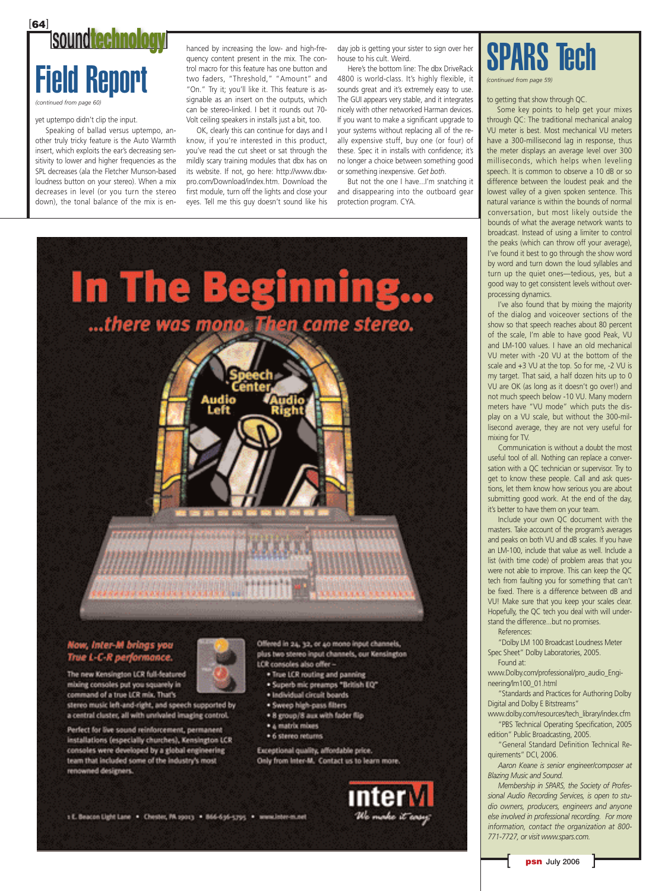# Field Report

*(continued from page 60)*

yet uptempo didn't clip the input.

Speaking of ballad versus uptempo, another truly tricky feature is the Auto Warmth insert, which exploits the ear's decreasing sensitivity to lower and higher frequencies as the SPL decreases (ala the Fletcher Munson-based loudness button on your stereo). When a mix decreases in level (or you turn the stereo down), the tonal balance of the mix is enhanced by increasing the low- and high-frequency content present in the mix. The control macro for this feature has one button and two faders, "Threshold," "Amount" and "On." Try it; you'll like it. This feature is assignable as an insert on the outputs, which can be stereo-linked. I bet it rounds out 70-Volt ceiling speakers in installs just a bit, too.

OK, clearly this can continue for days and I know, if you're interested in this product, you've read the cut sheet or sat through the mildly scary training modules that dbx has on its website. If not, go here: http://www.dbxpro.com/Download/index.htm. Download the first module, turn off the lights and close your eyes. Tell me this guy doesn't sound like his day job is getting your sister to sign over her house to his cult. Weird.

Here's the bottom line: The dbx DriveRack 4800 is world-class. It's highly flexible, it sounds great and it's extremely easy to use. The GUI appears very stable, and it integrates nicely with other networked Harman devices. If you want to make a significant upgrade to your systems without replacing all of the really expensive stuff, buy one (or four) of these. Spec it in installs with confidence; it's no longer a choice between something good or something inexpensive. *Get both.*

But not the one I have...I'm snatching it and disappearing into the outboard gear protection program. CYA.

# In The Beginning...

## ...there was mono. Then came stereo.

Speech Center

Audio Left

Audio Right

**Now, Inter-M brings you True L-C-R performance.**

The new Kensington LCR full-featured mixing consoles put you squarely in command of a true LCR mix. That's stereo music left-and-right, and speech supported by a central cluster, all with unrivaled imaging control.

Perfect for live sound reinforcement, permanent installations (especially churches), Kensington LCR consoles were developed by a global engineering team that included some of the industry's most renowned designers.

Offered in 24, 32, or 40 mono input channels, plus two stereo input channels, our Kensington LCR consoles also offer –

- True LCR routing and panning
- Superb mic preamps "British EQ"
- Individual circuit boards
- Sweep high-pass filters
- 8 group/8 aux with fader flip
- 4 matrix mixes
- 6 stereo returns

Exceptional quality, affordable price. Only from Inter-M. Contact us to learn more.

1 E. Beacon Light Lane • Chester, PA 19013 • 866-636-5795 • www.inter-m.net

Inter M — We make it easy

# SPARS Tech

*(continued from page 59)*

to getting that show through QC.

Some key points to help get your mixes through QC: The traditional mechanical analog VU meter is best. Most mechanical VU meters have a 300-millisecond lag in response, thus the meter displays an average level over 300 milliseconds, which helps when leveling speech. It is common to observe a 10 dB or so difference between the loudest peak and the lowest valley of a given spoken sentence. This natural variance is within the bounds of normal conversation, but most likely outside the bounds of what the average network wants to broadcast. Instead of using a limiter to control the peaks (which can throw off your average), I've found it best to go through the show word by word and turn down the loud syllables and turn up the quiet ones—tedious, yes, but a good way to get consistent levels without over-processing dynamics.

I've also found that by mixing the majority of the dialog and voiceover sections of the show so that speech reaches about 80 percent of the scale, I'm able to have good Peak, VU and LM-100 values. I have an old mechanical VU meter with -20 VU at the bottom of the scale and +3 VU at the top. So for me, -2 VU is my target. That said, a half dozen hits up to 0 VU are OK (as long as it doesn't go over!) and not much speech below -10 VU. Many modern meters have "VU mode" which puts the display on a VU scale, but without the 300-millisecond average, they are not very useful for mixing for TV.

Communication is without a doubt the most useful tool of all. Nothing can replace a conversation with a QC technician or supervisor. Try to get to know these people. Call and ask questions, let them know how serious you are about submitting good work. At the end of the day, it's better to have them on your team.

Include your own QC document with the masters. Take account of the program's averages and peaks on both VU and dB scales. If you have an LM-100, include that value as well. Include a list (with time code) of problem areas that you were not able to improve. This can keep the QC tech from faulting you for something that can't be fixed. There is a difference between dB and VU! Make sure that you keep your scales clear. Hopefully, the QC tech you deal with will understand the difference...but no promises.

References:

"Dolby LM 100 Broadcast Loudness Meter Spec Sheet" Dolby Laboratories, 2005. Found at: www.Dolby.com/professional/pro_audio_Engineering/lm100_01.html

"Standards and Practices for Authoring Dolby Digital and Dolby E Bitstreams" www.dolby.com/resources/tech_library/index.cfm

"PBS Technical Operating Specification, 2005 edition" Public Broadcasting, 2005.

"General Standard Definition Technical Requirements" DCI, 2006.

*Aaron Keane is senior engineer/composer at Blazing Music and Sound.*

*Membership in SPARS, the Society of Professional Audio Recording Services, is open to studio owners, producers, engineers and anyone else involved in professional recording. For more information, contact the organization at 800-771-7727, or visit www.spars.com.*